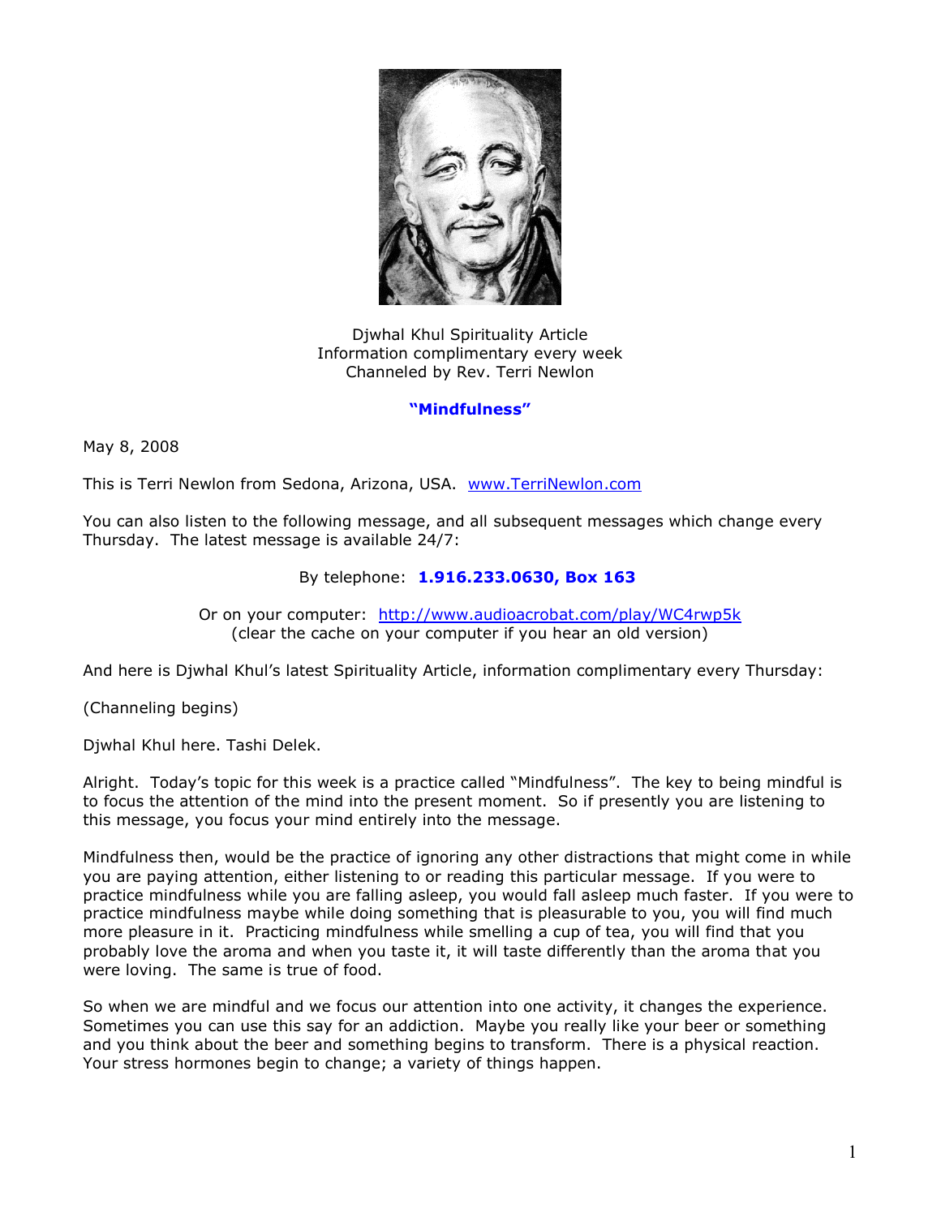Djwhal Khul Spirituality Article
Information complimentary every week
Channeled by Rev. Terri Newlon

## "Mindfulness"

May 8, 2008

This is Terri Newlon from Sedona, Arizona, USA. [www.TerriNewlon.com](http://www.TerriNewlon.com)

You can also listen to the following message, and all subsequent messages which change every Thursday. The latest message is available 24/7:

By telephone: **1.916.233.0630, Box 163**

Or on your computer: [http://www.audioacrobat.com/play/WC4rwp5k](http://www.audioacrobat.com/play/WC4rwp5k)
(clear the cache on your computer if you hear an old version)

And here is Djwhal Khul's latest Spirituality Article, information complimentary every Thursday:

(Channeling begins)

Djwhal Khul here. Tashi Delek.

Alright. Today's topic for this week is a practice called "Mindfulness". The key to being mindful is to focus the attention of the mind into the present moment. So if presently you are listening to this message, you focus your mind entirely into the message.

Mindfulness then, would be the practice of ignoring any other distractions that might come in while you are paying attention, either listening to or reading this particular message. If you were to practice mindfulness while you are falling asleep, you would fall asleep much faster. If you were to practice mindfulness maybe while doing something that is pleasurable to you, you will find much more pleasure in it. Practicing mindfulness while smelling a cup of tea, you will find that you probably love the aroma and when you taste it, it will taste differently than the aroma that you were loving. The same is true of food.

So when we are mindful and we focus our attention into one activity, it changes the experience. Sometimes you can use this say for an addiction. Maybe you really like your beer or something and you think about the beer and something begins to transform. There is a physical reaction. Your stress hormones begin to change; a variety of things happen.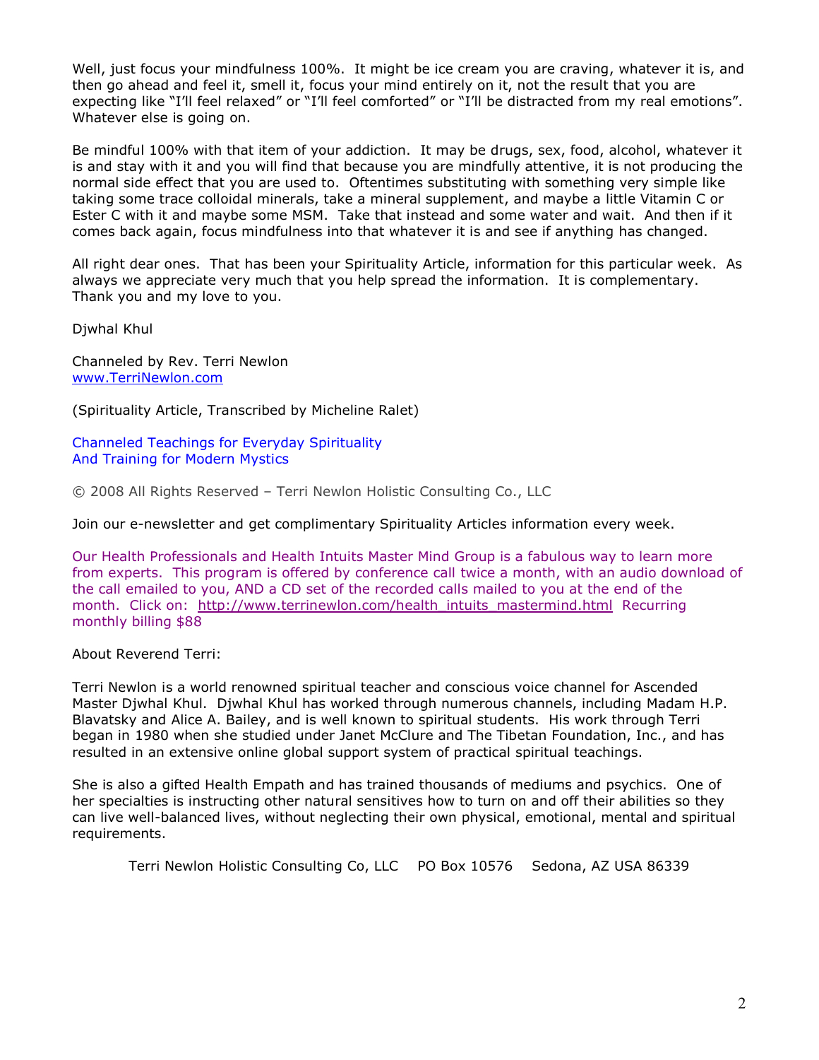Well, just focus your mindfulness 100%. It might be ice cream you are craving, whatever it is, and then go ahead and feel it, smell it, focus your mind entirely on it, not the result that you are expecting like "I'll feel relaxed" or "I'll feel comforted" or "I'll be distracted from my real emotions". Whatever else is going on.

Be mindful 100% with that item of your addiction. It may be drugs, sex, food, alcohol, whatever it is and stay with it and you will find that because you are mindfully attentive, it is not producing the normal side effect that you are used to. Oftentimes substituting with something very simple like taking some trace colloidal minerals, take a mineral supplement, and maybe a little Vitamin C or Ester C with it and maybe some MSM. Take that instead and some water and wait. And then if it comes back again, focus mindfulness into that whatever it is and see if anything has changed.

All right dear ones. That has been your Spirituality Article, information for this particular week. As always we appreciate very much that you help spread the information. It is complementary. Thank you and my love to you.

Djwhal Khul

Channeled by Rev. Terri Newlon
www.TerriNewlon.com

(Spirituality Article, Transcribed by Micheline Ralet)

Channeled Teachings for Everyday Spirituality
And Training for Modern Mystics

© 2008 All Rights Reserved – Terri Newlon Holistic Consulting Co., LLC

Join our e-newsletter and get complimentary Spirituality Articles information every week.

Our Health Professionals and Health Intuits Master Mind Group is a fabulous way to learn more from experts. This program is offered by conference call twice a month, with an audio download of the call emailed to you, AND a CD set of the recorded calls mailed to you at the end of the month. Click on: http://www.terrinewlon.com/health_intuits_mastermind.html Recurring monthly billing $88

About Reverend Terri:

Terri Newlon is a world renowned spiritual teacher and conscious voice channel for Ascended Master Djwhal Khul. Djwhal Khul has worked through numerous channels, including Madam H.P. Blavatsky and Alice A. Bailey, and is well known to spiritual students. His work through Terri began in 1980 when she studied under Janet McClure and The Tibetan Foundation, Inc., and has resulted in an extensive online global support system of practical spiritual teachings.

She is also a gifted Health Empath and has trained thousands of mediums and psychics. One of her specialties is instructing other natural sensitives how to turn on and off their abilities so they can live well-balanced lives, without neglecting their own physical, emotional, mental and spiritual requirements.

Terri Newlon Holistic Consulting Co, LLC PO Box 10576 Sedona, AZ USA 86339